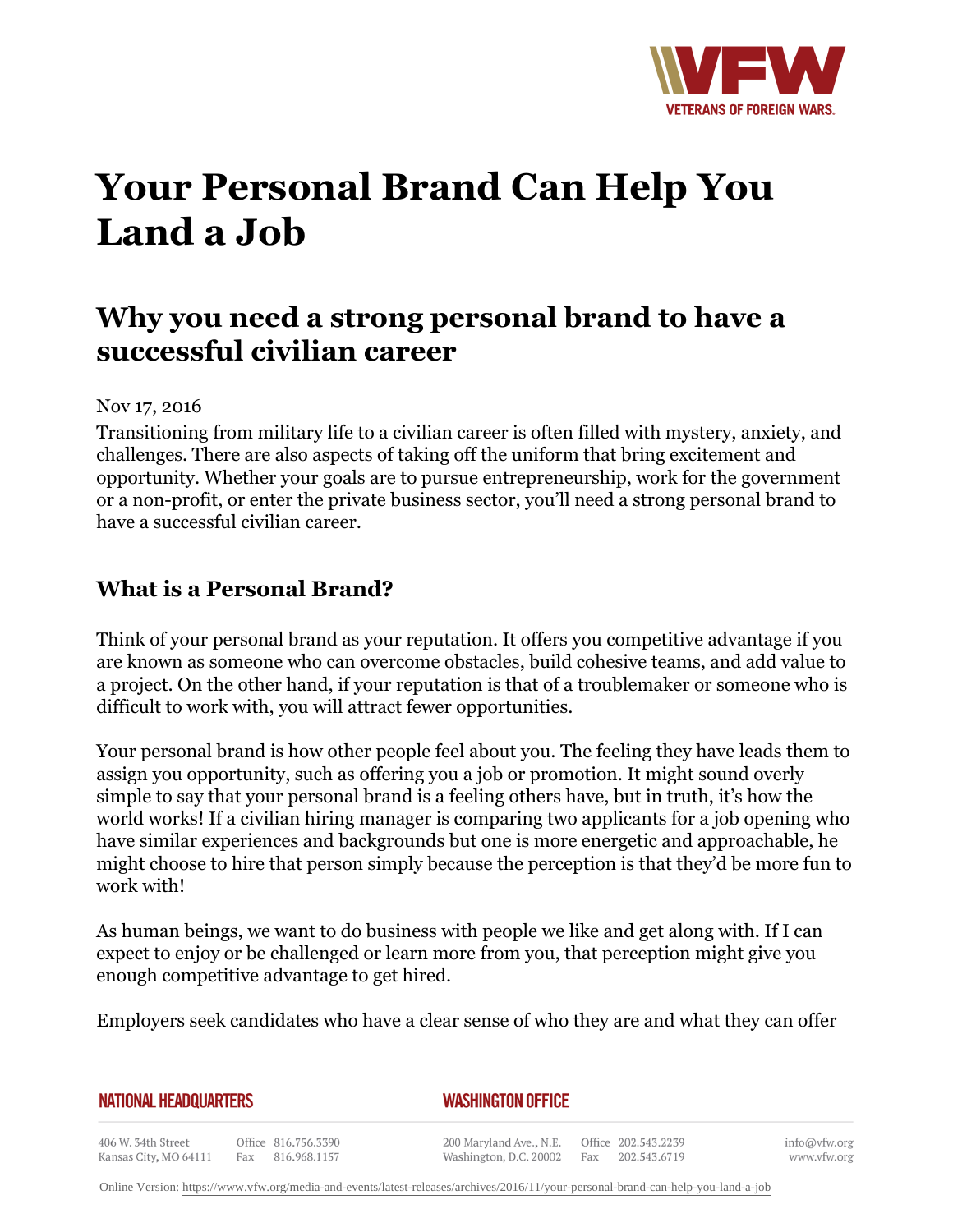# Your Personal Brand Can Help You Land a Job

## Why you need a strong personal brand to have a successful civilian career

Nov 17, 2016

Transitioning from military life to a civilian career is often filled with mystery, anxiety, and challenges. There are also aspects of taking off the uniform that bring excitement and opportunity. Whether your goals are to pursue entrepreneurship, work for the government or a non-profit, or enter the private business sector, you'll need a strong personal brand to have a successful civilian career.

### What is a Personal Brand?

Think of your personal brand as your reputation. It offers you competitive advantage if you are known as someone who can overcome obstacles, build cohesive teams, and add value to a project. On the other hand, if your reputation is that of a troublemaker or someone who is difficult to work with, you will attract fewer opportunities.

Your personal brand is how other people feel about you. The feeling they have leads them to assign you opportunity, such as offering you a job or promotion. It might sound overly simple to say that your personal brand is a feeling others have, but in truth, it's how the world works! If a civilian hiring manager is comparing two applicants for a job opening who have similar experiences and backgrounds but one is more energetic and approachable, he might choose to hire that person simply because the perception is that they'd be more fun to work with!

As human beings, we want to do business with people we like and get along with. If I can expect to enjoy or be challenged or learn more from you, that perception might give you enough competitive advantage to get hired.

Employers seek candidates who have a clear sense of who they are and what they can offer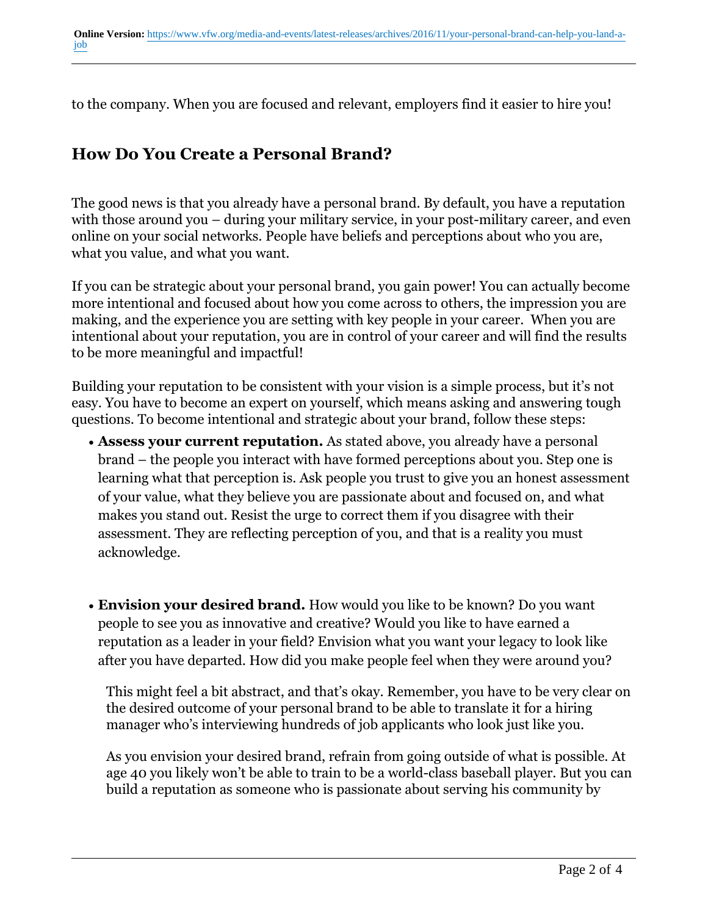to the company. When you are focused and relevant, employers find it easier to hire you!

## How Do You Create a Personal Brand?

The good news is that you already have a personal brand. By default, you have a reputation with those around you – during your military service, in your post-military career, and even online on your social networks. People have beliefs and perceptions about who you are, what you value, and what you want.

If you can be strategic about your personal brand, you gain power! You can actually become more intentional and focused about how you come across to others, the impression you are making, and the experience you are setting with key people in your career. When you are intentional about your reputation, you are in control of your career and will find the results to be more meaningful and impactful!

Building your reputation to be consistent with your vision is a simple process, but it's not easy. You have to become an expert on yourself, which means asking and answering tough questions. To become intentional and strategic about your brand, follow these steps:

- **Assess your current reputation.** As stated above, you already have a personal brand – the people you interact with have formed perceptions about you. Step one is learning what that perception is. Ask people you trust to give you an honest assessment of your value, what they believe you are passionate about and focused on, and what makes you stand out. Resist the urge to correct them if you disagree with their assessment. They are reflecting perception of you, and that is a reality you must acknowledge.

- **Envision your desired brand.** How would you like to be known? Do you want people to see you as innovative and creative? Would you like to have earned a reputation as a leader in your field? Envision what you want your legacy to look like after you have departed. How did you make people feel when they were around you?

  This might feel a bit abstract, and that's okay. Remember, you have to be very clear on the desired outcome of your personal brand to be able to translate it for a hiring manager who's interviewing hundreds of job applicants who look just like you.

  As you envision your desired brand, refrain from going outside of what is possible. At age 40 you likely won't be able to train to be a world-class baseball player. But you can build a reputation as someone who is passionate about serving his community by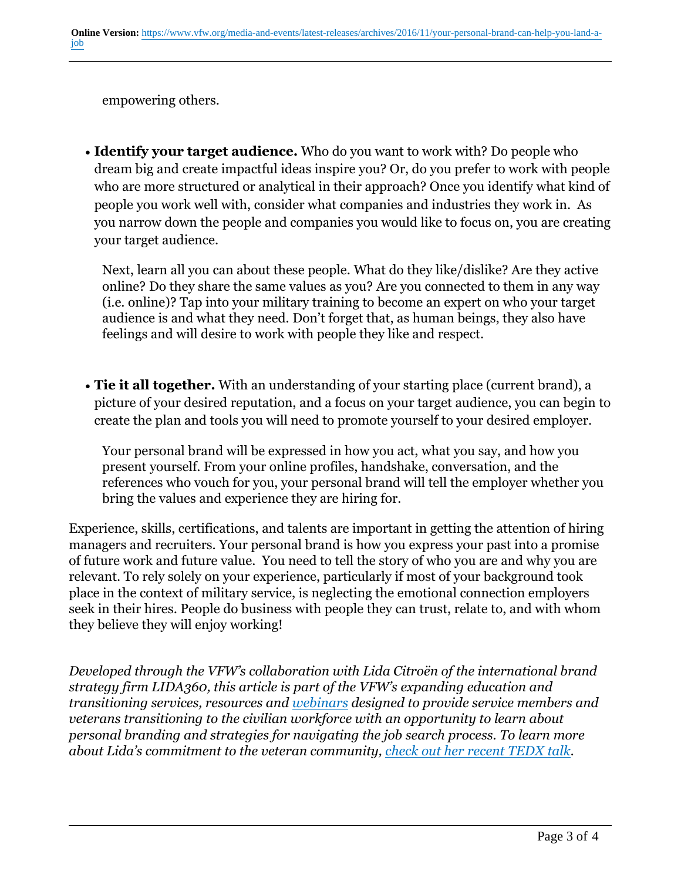empowering others.

- **Identify your target audience.** Who do you want to work with? Do people who dream big and create impactful ideas inspire you? Or, do you prefer to work with people who are more structured or analytical in their approach? Once you identify what kind of people you work well with, consider what companies and industries they work in. As you narrow down the people and companies you would like to focus on, you are creating your target audience.

  Next, learn all you can about these people. What do they like/dislike? Are they active online? Do they share the same values as you? Are you connected to them in any way (i.e. online)? Tap into your military training to become an expert on who your target audience is and what they need. Don't forget that, as human beings, they also have feelings and will desire to work with people they like and respect.

- **Tie it all together.** With an understanding of your starting place (current brand), a picture of your desired reputation, and a focus on your target audience, you can begin to create the plan and tools you will need to promote yourself to your desired employer.

  Your personal brand will be expressed in how you act, what you say, and how you present yourself. From your online profiles, handshake, conversation, and the references who vouch for you, your personal brand will tell the employer whether you bring the values and experience they are hiring for.

Experience, skills, certifications, and talents are important in getting the attention of hiring managers and recruiters. Your personal brand is how you express your past into a promise of future work and future value. You need to tell the story of who you are and why you are relevant. To rely solely on your experience, particularly if most of your background took place in the context of military service, is neglecting the emotional connection employers seek in their hires. People do business with people they can trust, relate to, and with whom they believe they will enjoy working!

*Developed through the VFW's collaboration with Lida Citroën of the international brand strategy firm LIDA360, this article is part of the VFW's expanding education and transitioning services, resources and [webinars](#) designed to provide service members and veterans transitioning to the civilian workforce with an opportunity to learn about personal branding and strategies for navigating the job search process. To learn more about Lida's commitment to the veteran community, [check out her recent TEDX talk](#).*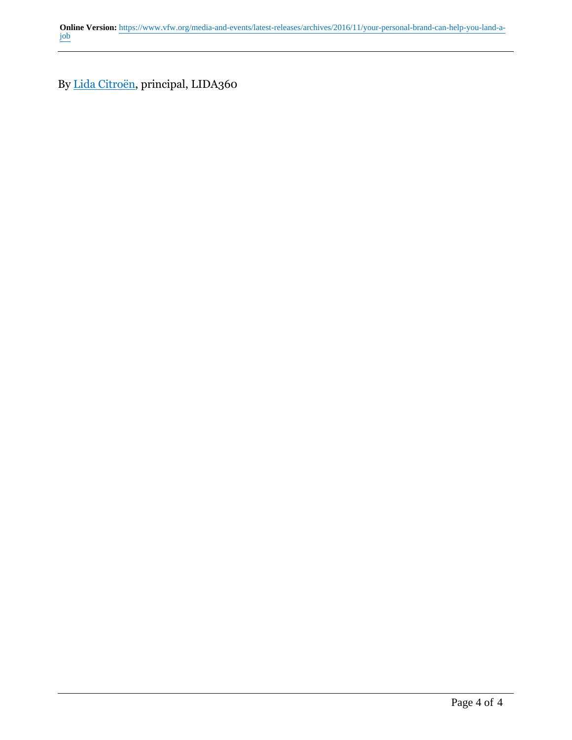By [Lida Citroën](Lida Citroën), principal, LIDA360

By Lida Citroën, principal, LIDA360